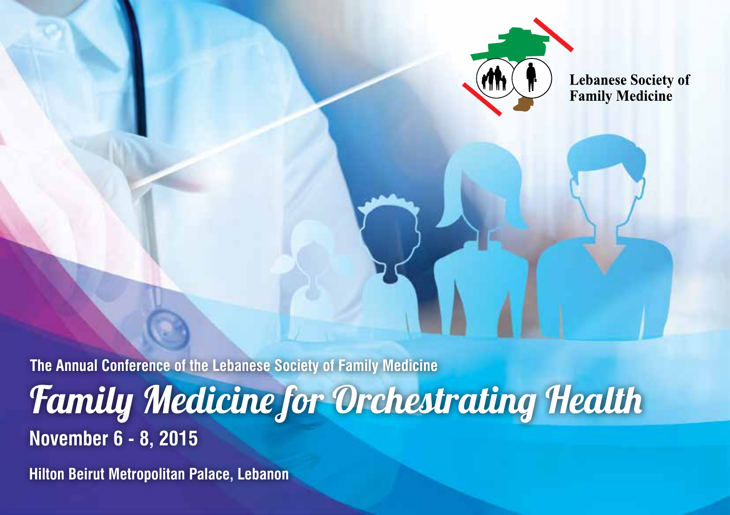Lebanese Society of Family Medicine

The Annual Conference of the Lebanese Society of Family Medicine

# Family Medicine for Orchestrating Health

**November 6 - 8, 2015**

**Hilton Beirut Metropolitan Palace, Lebanon**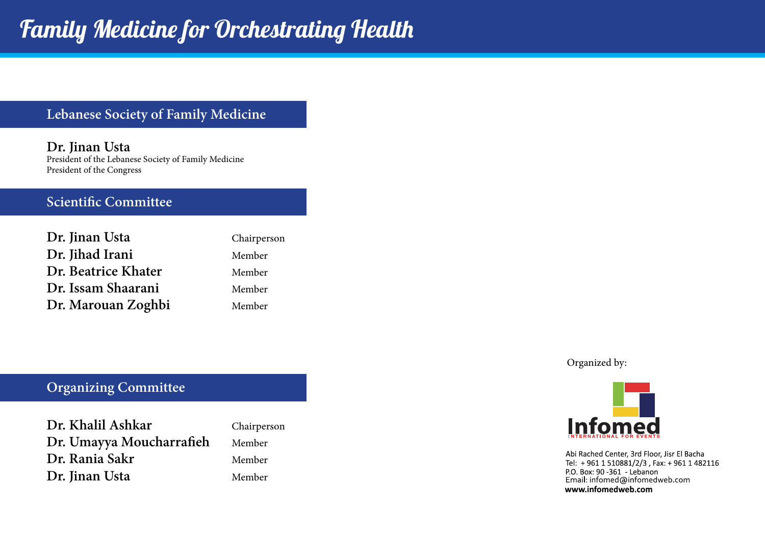# Family Medicine for Orchestrating Health

## Lebanese Society of Family Medicine

**Dr. Jinan Usta**
President of the Lebanese Society of Family Medicine
President of the Congress

## Scientific Committee

| | |
|---|---|
| **Dr. Jinan Usta** | Chairperson |
| **Dr. Jihad Irani** | Member |
| **Dr. Beatrice Khater** | Member |
| **Dr. Issam Shaarani** | Member |
| **Dr. Marouan Zoghbi** | Member |

## Organizing Committee

| | |
|---|---|
| **Dr. Khalil Ashkar** | Chairperson |
| **Dr. Umayya Moucharrafieh** | Member |
| **Dr. Rania Sakr** | Member |
| **Dr. Jinan Usta** | Member |

Organized by:

Infomed
INTERNATIONAL FOR EVENTS

Abi Rached Center, 3rd Floor, Jisr El Bacha
Tel: + 961 1 510881/2/3 , Fax: + 961 1 482116
P.O. Box: 90 -361 - Lebanon
Email: infomed@infomedweb.com
**www.infomedweb.com**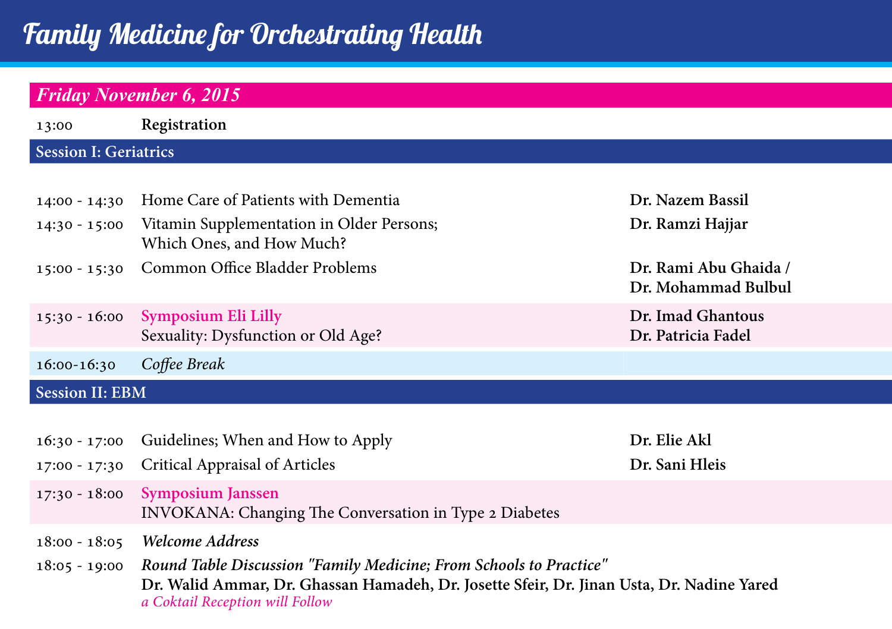# Family Medicine for Orchestrating Health

## Friday November 6, 2015

| Time | Topic | Speaker |
|---|---|---|
| 13:00 | **Registration** | |
| **Session I: Geriatrics** | | |
| 14:00 - 14:30 | Home Care of Patients with Dementia | **Dr. Nazem Bassil** |
| 14:30 - 15:00 | Vitamin Supplementation in Older Persons; Which Ones, and How Much? | **Dr. Ramzi Hajjar** |
| 15:00 - 15:30 | Common Office Bladder Problems | **Dr. Rami Abu Ghaida / Dr. Mohammad Bulbul** |
| 15:30 - 16:00 | Symposium Eli Lilly<br>Sexuality: Dysfunction or Old Age? | **Dr. Imad Ghantous**<br>**Dr. Patricia Fadel** |
| 16:00-16:30 | *Coffee Break* | |
| **Session II: EBM** | | |
| 16:30 - 17:00 | Guidelines; When and How to Apply | **Dr. Elie Akl** |
| 17:00 - 17:30 | Critical Appraisal of Articles | **Dr. Sani Hleis** |
| 17:30 - 18:00 | Symposium Janssen<br>INVOKANA: Changing The Conversation in Type 2 Diabetes | |
| 18:00 - 18:05 | *Welcome Address* | |
| 18:05 - 19:00 | ***Round Table Discussion "Family Medicine; From Schools to Practice"***<br>**Dr. Walid Ammar, Dr. Ghassan Hamadeh, Dr. Josette Sfeir, Dr. Jinan Usta, Dr. Nadine Yared**<br>*a Coktail Reception will Follow* | |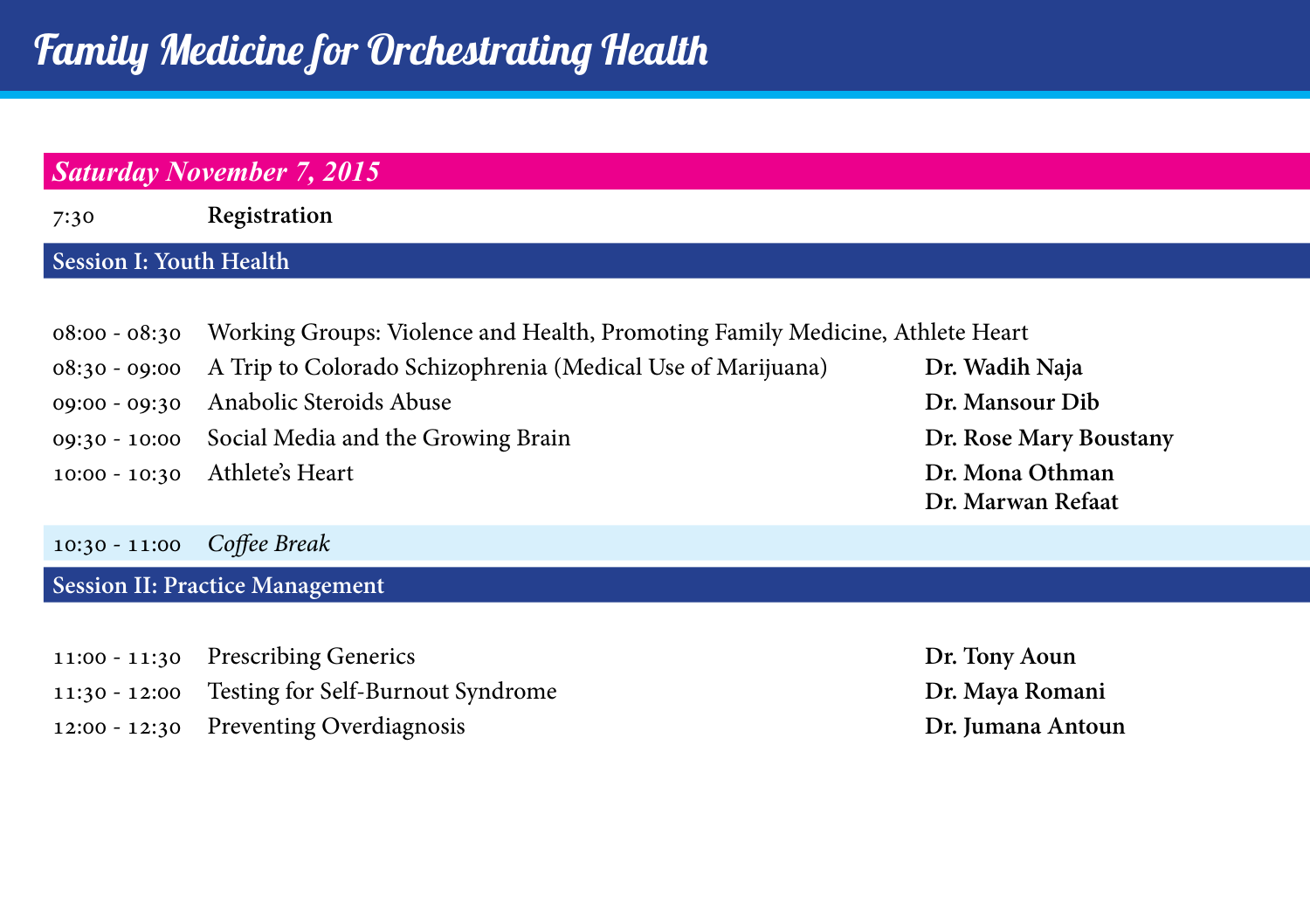# Family Medicine for Orchestrating Health

## *Saturday November 7, 2015*

| | | |
|---|---|---|
| 7:30 | **Registration** | |

### Session I: Youth Health

| | | |
|---|---|---|
| 08:00 - 08:30 | Working Groups: Violence and Health, Promoting Family Medicine, Athlete Heart | |
| 08:30 - 09:00 | A Trip to Colorado Schizophrenia (Medical Use of Marijuana) | **Dr. Wadih Naja** |
| 09:00 - 09:30 | Anabolic Steroids Abuse | **Dr. Mansour Dib** |
| 09:30 - 10:00 | Social Media and the Growing Brain | **Dr. Rose Mary Boustany** |
| 10:00 - 10:30 | Athlete's Heart | **Dr. Mona Othman**<br>**Dr. Marwan Refaat** |
| 10:30 - 11:00 | *Coffee Break* | |

### Session II: Practice Management

| | | |
|---|---|---|
| 11:00 - 11:30 | Prescribing Generics | **Dr. Tony Aoun** |
| 11:30 - 12:00 | Testing for Self-Burnout Syndrome | **Dr. Maya Romani** |
| 12:00 - 12:30 | Preventing Overdiagnosis | **Dr. Jumana Antoun** |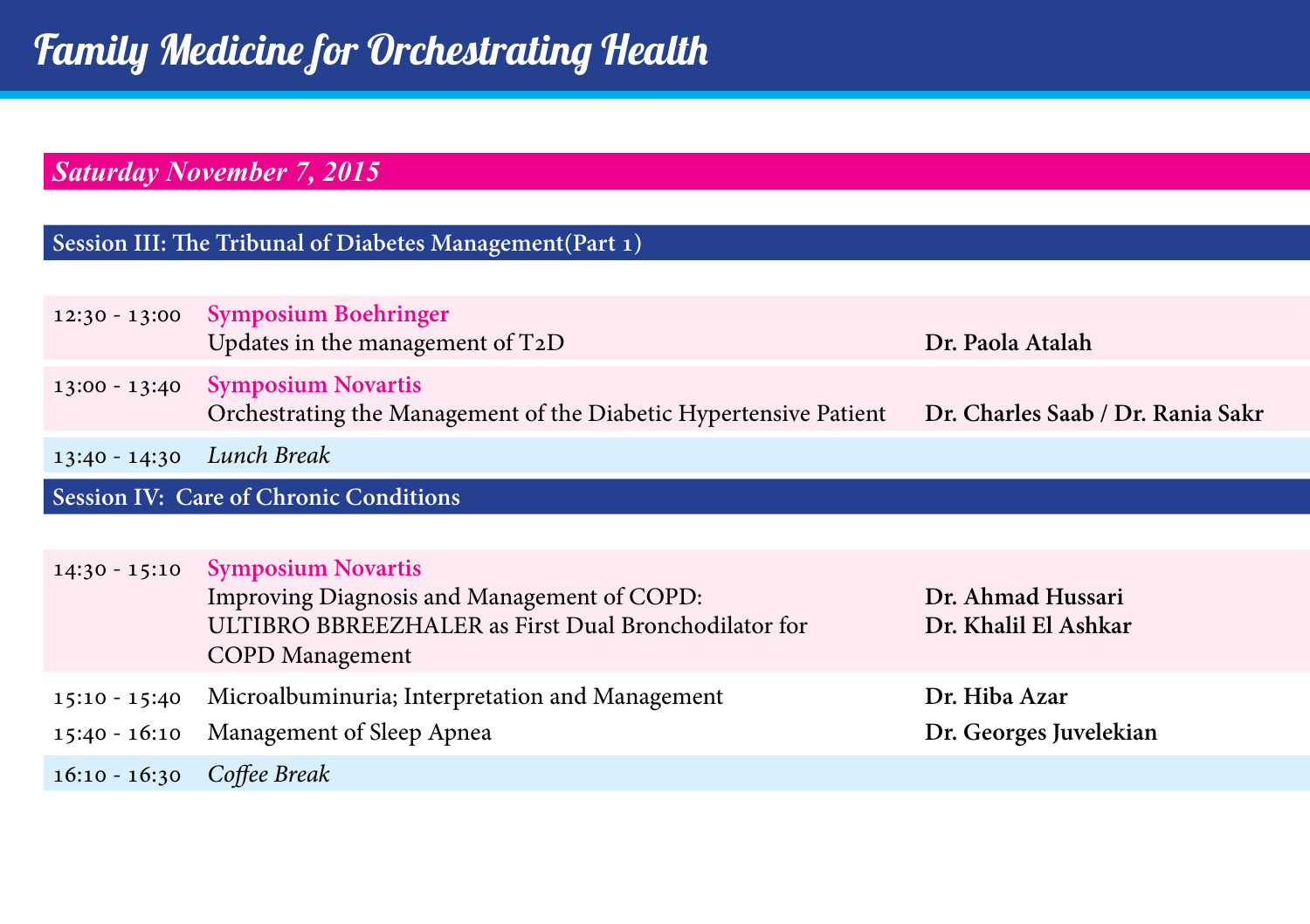# Family Medicine for Orchestrating Health

## *Saturday November 7, 2015*

### Session III: The Tribunal of Diabetes Management(Part 1)

| Time | Topic | Speaker |
| --- | --- | --- |
| 12:30 - 13:00 | **Symposium Boehringer**<br>Updates in the management of T2D | **Dr. Paola Atalah** |
| 13:00 - 13:40 | **Symposium Novartis**<br>Orchestrating the Management of the Diabetic Hypertensive Patient | **Dr. Charles Saab / Dr. Rania Sakr** |
| 13:40 - 14:30 | *Lunch Break* | |

### Session IV: Care of Chronic Conditions

| Time | Topic | Speaker |
| --- | --- | --- |
| 14:30 - 15:10 | **Symposium Novartis**<br>Improving Diagnosis and Management of COPD:<br>ULTIBRO BBREEZHALER as First Dual Bronchodilator for COPD Management | **Dr. Ahmad Hussari**<br>**Dr. Khalil El Ashkar** |
| 15:10 - 15:40 | Microalbuminuria; Interpretation and Management | **Dr. Hiba Azar** |
| 15:40 - 16:10 | Management of Sleep Apnea | **Dr. Georges Juvelekian** |
| 16:10 - 16:30 | *Coffee Break* | |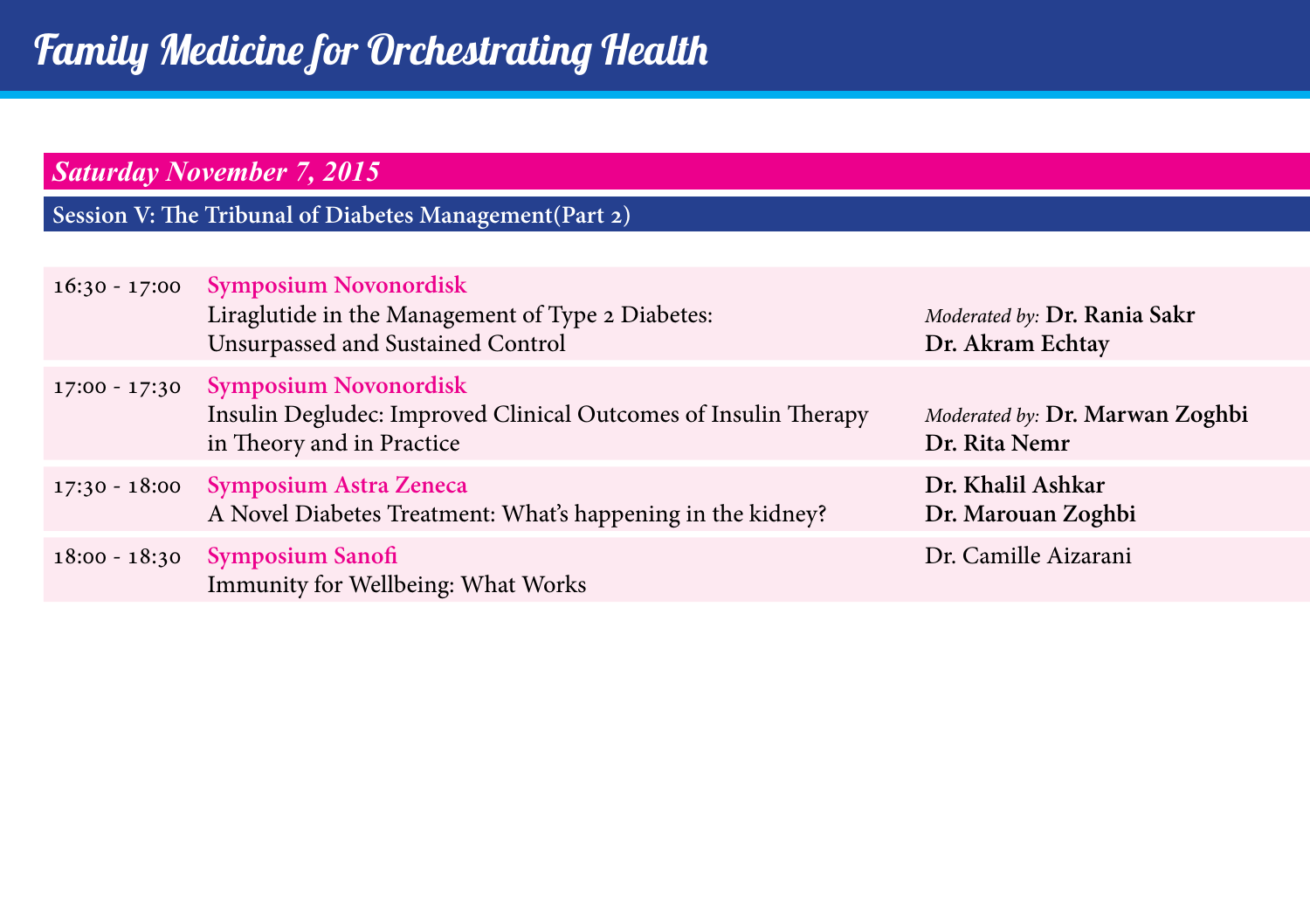# Family Medicine for Orchestrating Health

## Saturday November 7, 2015

### Session V: The Tribunal of Diabetes Management(Part 2)

| Time | Session | Speakers |
|---|---|---|
| 16:30 - 17:00 | **Symposium Novonordisk**<br>Liraglutide in the Management of Type 2 Diabetes: Unsurpassed and Sustained Control | *Moderated by:* **Dr. Rania Sakr**<br>**Dr. Akram Echtay** |
| 17:00 - 17:30 | **Symposium Novonordisk**<br>Insulin Degludec: Improved Clinical Outcomes of Insulin Therapy in Theory and in Practice | *Moderated by:* **Dr. Marwan Zoghbi**<br>**Dr. Rita Nemr** |
| 17:30 - 18:00 | **Symposium Astra Zeneca**<br>A Novel Diabetes Treatment: What's happening in the kidney? | **Dr. Khalil Ashkar**<br>**Dr. Marouan Zoghbi** |
| 18:00 - 18:30 | **Symposium Sanofi**<br>Immunity for Wellbeing: What Works | Dr. Camille Aizarani |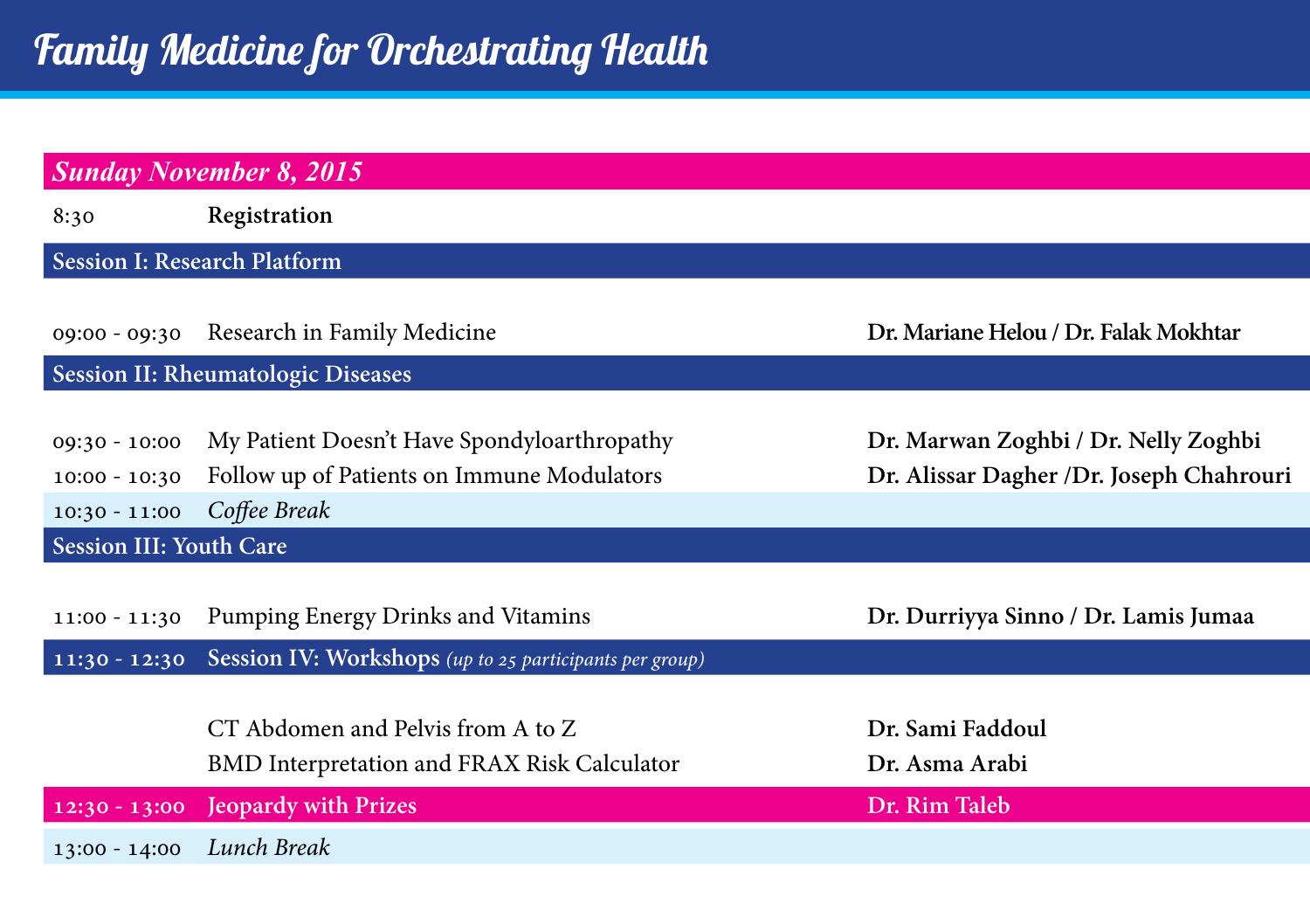# Family Medicine for Orchestrating Health

## Sunday November 8, 2015

| Time | Activity | Speaker |
|---|---|---|
| 8:30 | **Registration** | |
| **Session I: Research Platform** | | |
| 09:00 - 09:30 | Research in Family Medicine | **Dr. Mariane Helou / Dr. Falak Mokhtar** |
| **Session II: Rheumatologic Diseases** | | |
| 09:30 - 10:00 | My Patient Doesn't Have Spondyloarthropathy | **Dr. Marwan Zoghbi / Dr. Nelly Zoghbi** |
| 10:00 - 10:30 | Follow up of Patients on Immune Modulators | **Dr. Alissar Dagher /Dr. Joseph Chahrouri** |
| 10:30 - 11:00 | *Coffee Break* | |
| **Session III: Youth Care** | | |
| 11:00 - 11:30 | Pumping Energy Drinks and Vitamins | **Dr. Durriyya Sinno / Dr. Lamis Jumaa** |
| 11:30 - 12:30 | **Session IV: Workshops** *(up to 25 participants per group)* | |
| | CT Abdomen and Pelvis from A to Z | **Dr. Sami Faddoul** |
| | BMD Interpretation and FRAX Risk Calculator | **Dr. Asma Arabi** |
| 12:30 - 13:00 | Jeopardy with Prizes | Dr. Rim Taleb |
| 13:00 - 14:00 | *Lunch Break* | |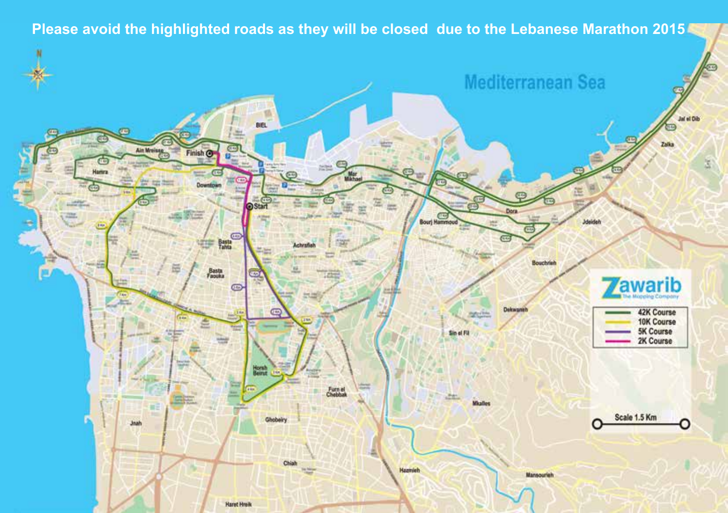Please avoid the highlighted roads as they will be closed due to the Lebanese Marathon 2015

Mediterranean Sea

Zawarib
The Mapping Company

42K Course
10K Course
5K Course
2K Course

Scale 1.5 Km

Start
Finish

Ain Mreisse
Hamra
Downtown
BIEL
Mar Mikhael
Bourj Hammoud
Dora
Jdeideh
Jal el Dib
Zalka
Achrafieh
Basta Tahta
Basta Faouka
Bouchrieh
Dekwaneh
Sin el Fil
Horsh Beirut
Furn el Chebbak
Ghobeiry
Jnah
Chiah
Hazmieh
Mkalles
Mansourieh
Haret Hreik